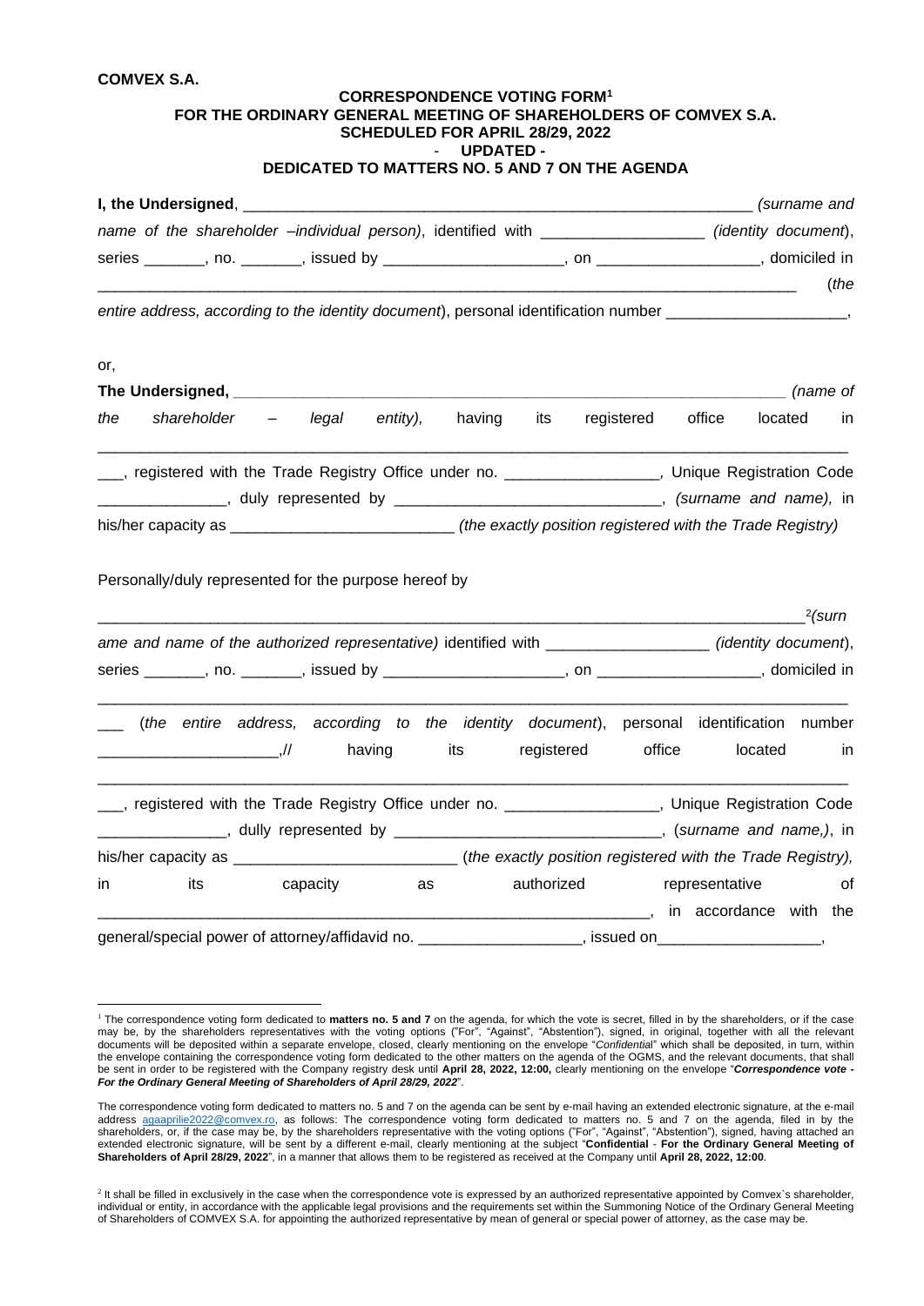**COMVEX S.A.**

**CORRESPONDENCE VOTING FORM[1]**
**FOR THE ORDINARY GENERAL MEETING OF SHAREHOLDERS OF COMVEX S.A.**
**SCHEDULED FOR APRIL 28/29, 2022**
**- UPDATED -**
**DEDICATED TO MATTERS NO. 5 AND 7 ON THE AGENDA**

**I, the Undersigned**, ____________________________________________________________ *(surname and name of the shareholder –individual person)*, identified with __________________ *(identity document)*, series _______, no. _______, issued by ____________________, on __________________, domiciled in ______________________________________________________________________________ (*the entire address, according to the identity document*), personal identification number _____________________,

or,

**The Undersigned, _______________________________________________________________** *(name of the shareholder – legal entity),* having its registered office located in ______________________________________________________________________________, registered with the Trade Registry Office under no. _________________, Unique Registration Code ______________, duly represented by ______________________________, *(surname and name),* in his/her capacity as _________________________ *(the exactly position registered with the Trade Registry)*

Personally/duly represented for the purpose hereof by

______________________________________________________________________________[2]*(surname and name of the authorized representative)* identified with __________________ *(identity document)*, series _______, no. _______, issued by ____________________, on __________________, domiciled in ______________________________________________________________________________ (*the entire address, according to the identity document*), personal identification number ____________________,// having its registered office located in ______________________________________________________________________________, registered with the Trade Registry Office under no. _________________, Unique Registration Code ______________, dully represented by ______________________________, (*surname and name,)*, in his/her capacity as _________________________ (*the exactly position registered with the Trade Registry),* in its capacity as authorized representative of _________________________________________________________________, in accordance with the general/special power of attorney/affidavid no. __________________, issued on___________________,

---

[1] The correspondence voting form dedicated to **matters no. 5 and 7** on the agenda, for which the vote is secret, filled in by the shareholders, or if the case may be, by the shareholders representatives with the voting options ("For", "Against", "Abstention"), signed, in original, together with all the relevant documents will be deposited within a separate envelope, closed, clearly mentioning on the envelope "*Confidential*" which shall be deposited, in turn, within the envelope containing the correspondence voting form dedicated to the other matters on the agenda of the OGMS, and the relevant documents, that shall be sent in order to be registered with the Company registry desk until **April 28, 2022, 12:00,** clearly mentioning on the envelope "***Correspondence vote - For the Ordinary General Meeting of Shareholders of April 28/29, 2022***".

The correspondence voting form dedicated to matters no. 5 and 7 on the agenda can be sent by e-mail having an extended electronic signature, at the e-mail address agaaprilie2022@comvex.ro, as follows: The correspondence voting form dedicated to matters no. 5 and 7 on the agenda, filed in by the shareholders, or, if the case may be, by the shareholders representative with the voting options ("For", "Against", "Abstention"), signed, having attached an extended electronic signature, will be sent by a different e-mail, clearly mentioning at the subject "**Confidential** - **For the Ordinary General Meeting of Shareholders of April 28/29, 2022**", in a manner that allows them to be registered as received at the Company until **April 28, 2022, 12:00**.

[2] It shall be filled in exclusively in the case when the correspondence vote is expressed by an authorized representative appointed by Comvex`s shareholder, individual or entity, in accordance with the applicable legal provisions and the requirements set within the Summoning Notice of the Ordinary General Meeting of Shareholders of COMVEX S.A. for appointing the authorized representative by mean of general or special power of attorney, as the case may be.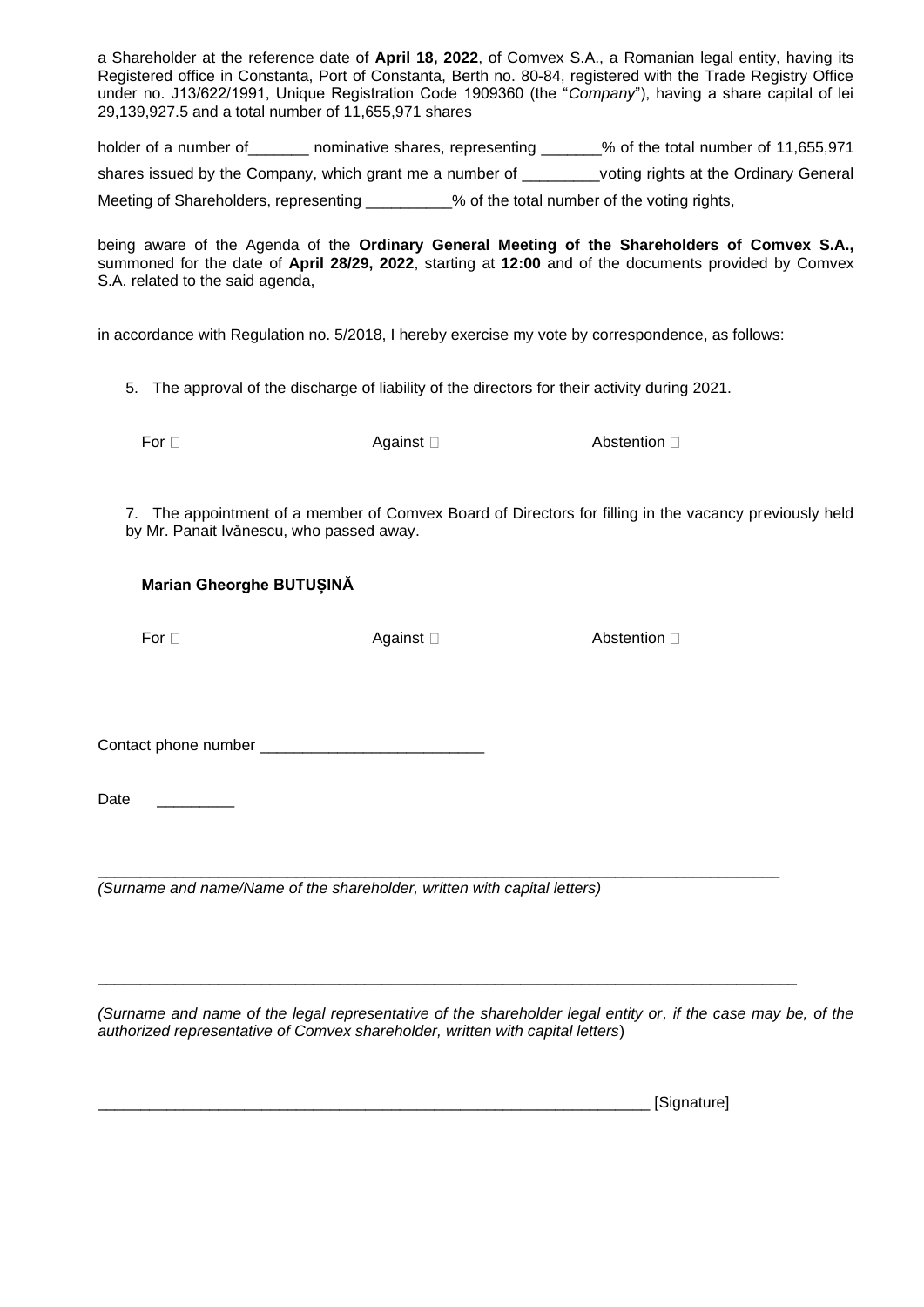a Shareholder at the reference date of **April 18, 2022**, of Comvex S.A., a Romanian legal entity, having its Registered office in Constanta, Port of Constanta, Berth no. 80-84, registered with the Trade Registry Office under no. J13/622/1991, Unique Registration Code 1909360 (the "*Company*"), having a share capital of lei 29,139,927.5 and a total number of 11,655,971 shares

holder of a number of_______ nominative shares, representing _______% of the total number of 11,655,971 shares issued by the Company, which grant me a number of _________voting rights at the Ordinary General Meeting of Shareholders, representing __________% of the total number of the voting rights,

being aware of the Agenda of the **Ordinary General Meeting of the Shareholders of Comvex S.A.,** summoned for the date of **April 28/29, 2022**, starting at **12:00** and of the documents provided by Comvex S.A. related to the said agenda,

in accordance with Regulation no. 5/2018, I hereby exercise my vote by correspondence, as follows:

5. The approval of the discharge of liability of the directors for their activity during 2021.

For ☐ Against ☐ Abstention ☐

7. The appointment of a member of Comvex Board of Directors for filling in the vacancy previously held by Mr. Panait Ivănescu, who passed away.

**Marian Gheorghe BUTUȘINĂ**

For ☐ Against ☐ Abstention ☐

Contact phone number __________________________

Date _________

_________________________________________________________________________________
*(Surname and name/Name of the shareholder, written with capital letters)*

_________________________________________________________________________________

*(Surname and name of the legal representative of the shareholder legal entity or, if the case may be, of the authorized representative of Comvex shareholder, written with capital letters*)

_________________________________________________________________ [Signature]